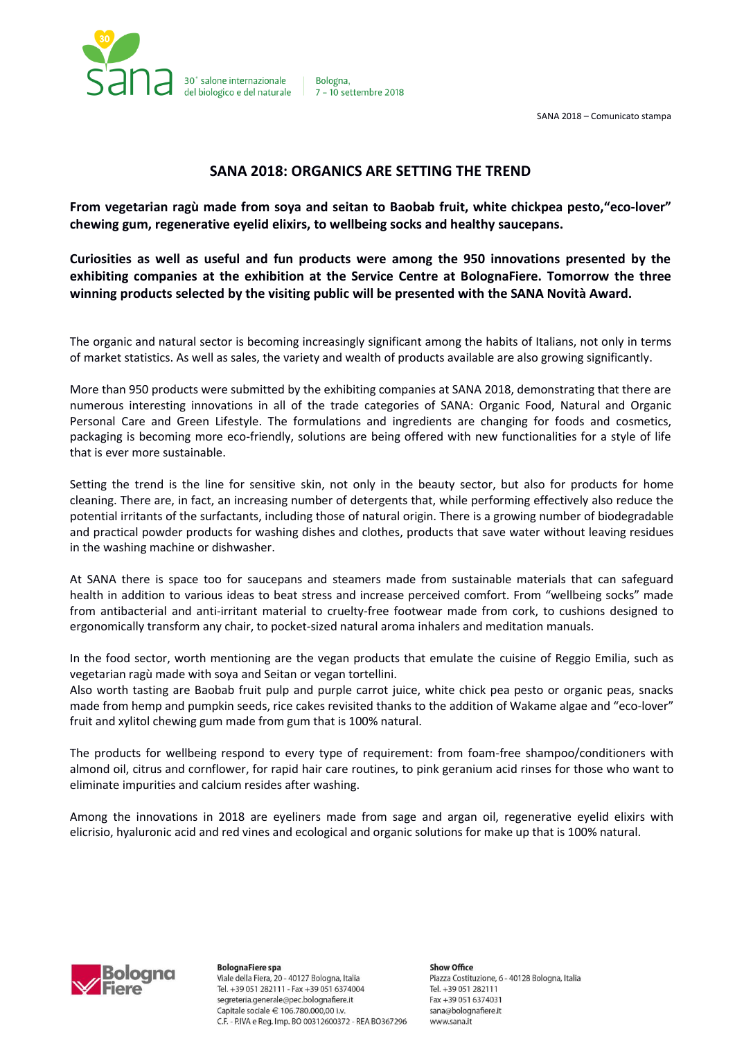# SANA 2018: ORGANICS ARE SETTING THE TREND

**From vegetarian ragù made from soya and seitan to Baobab fruit, white chickpea pesto,"eco-lover" chewing gum, regenerative eyelid elixirs, to wellbeing socks and healthy saucepans.**

**Curiosities as well as useful and fun products were among the 950 innovations presented by the exhibiting companies at the exhibition at the Service Centre at BolognaFiere. Tomorrow the three winning products selected by the visiting public will be presented with the SANA Novità Award.**

The organic and natural sector is becoming increasingly significant among the habits of Italians, not only in terms of market statistics. As well as sales, the variety and wealth of products available are also growing significantly.

More than 950 products were submitted by the exhibiting companies at SANA 2018, demonstrating that there are numerous interesting innovations in all of the trade categories of SANA: Organic Food, Natural and Organic Personal Care and Green Lifestyle. The formulations and ingredients are changing for foods and cosmetics, packaging is becoming more eco-friendly, solutions are being offered with new functionalities for a style of life that is ever more sustainable.

Setting the trend is the line for sensitive skin, not only in the beauty sector, but also for products for home cleaning. There are, in fact, an increasing number of detergents that, while performing effectively also reduce the potential irritants of the surfactants, including those of natural origin. There is a growing number of biodegradable and practical powder products for washing dishes and clothes, products that save water without leaving residues in the washing machine or dishwasher.

At SANA there is space too for saucepans and steamers made from sustainable materials that can safeguard health in addition to various ideas to beat stress and increase perceived comfort. From "wellbeing socks" made from antibacterial and anti-irritant material to cruelty-free footwear made from cork, to cushions designed to ergonomically transform any chair, to pocket-sized natural aroma inhalers and meditation manuals.

In the food sector, worth mentioning are the vegan products that emulate the cuisine of Reggio Emilia, such as vegetarian ragù made with soya and Seitan or vegan tortellini.
Also worth tasting are Baobab fruit pulp and purple carrot juice, white chick pea pesto or organic peas, snacks made from hemp and pumpkin seeds, rice cakes revisited thanks to the addition of Wakame algae and "eco-lover" fruit and xylitol chewing gum made from gum that is 100% natural.

The products for wellbeing respond to every type of requirement: from foam-free shampoo/conditioners with almond oil, citrus and cornflower, for rapid hair care routines, to pink geranium acid rinses for those who want to eliminate impurities and calcium resides after washing.

Among the innovations in 2018 are eyeliners made from sage and argan oil, regenerative eyelid elixirs with elicrisio, hyaluronic acid and red vines and ecological and organic solutions for make up that is 100% natural.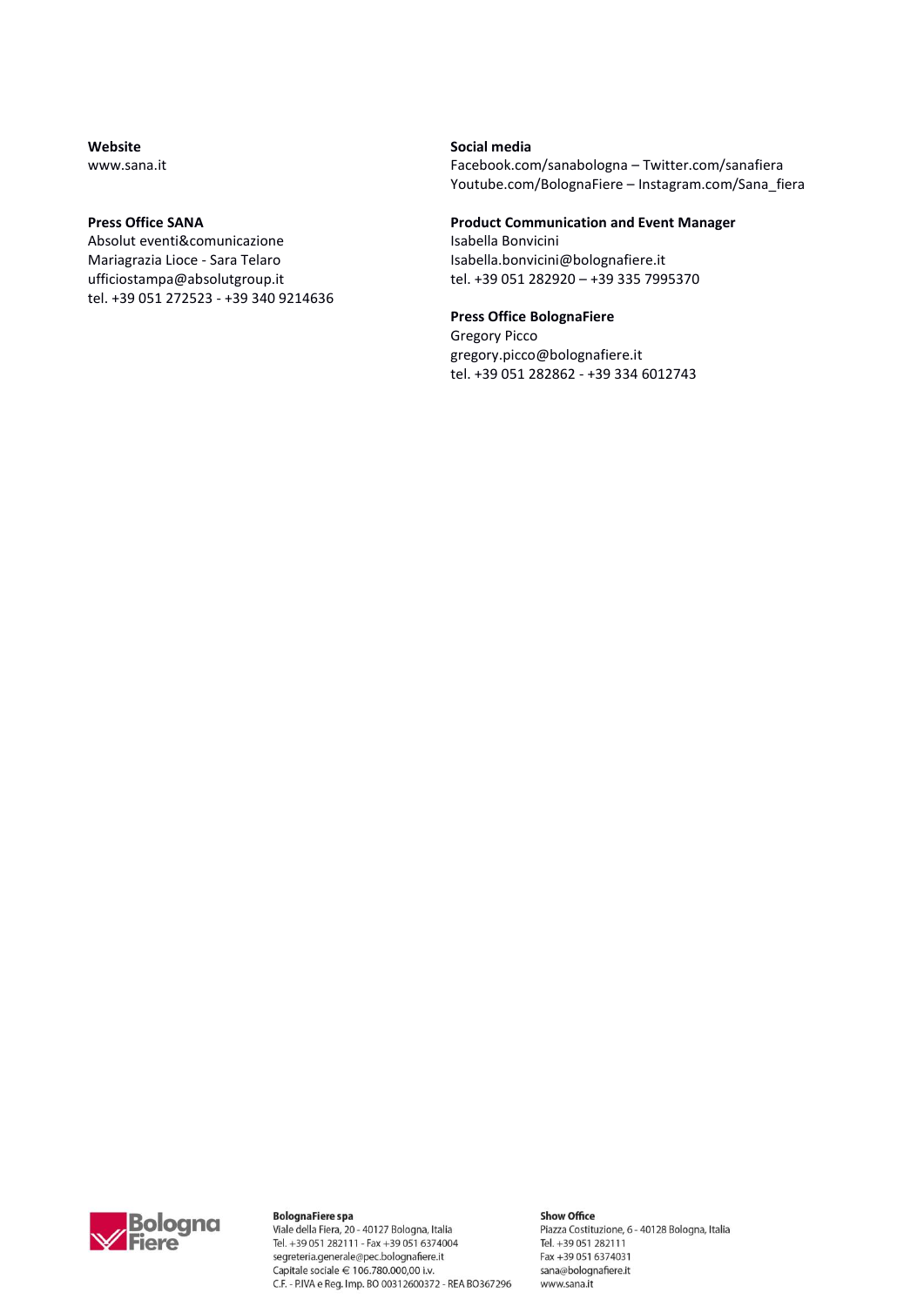**Website**
www.sana.it

**Press Office SANA**
Absolut eventi&comunicazione
Mariagrazia Lioce - Sara Telaro
ufficiostampa@absolutgroup.it
tel. +39 051 272523 - +39 340 9214636

**Social media**
Facebook.com/sanabologna – Twitter.com/sanafiera
Youtube.com/BolognaFiere – Instagram.com/Sana_fiera

**Product Communication and Event Manager**
Isabella Bonvicini
Isabella.bonvicini@bolognafiere.it
tel. +39 051 282920 – +39 335 7995370

**Press Office BolognaFiere**
Gregory Picco
gregory.picco@bolognafiere.it
tel. +39 051 282862 - +39 334 6012743

**BolognaFiere spa**
Viale della Fiera, 20 - 40127 Bologna, Italia
Tel. +39 051 282111 - Fax +39 051 6374004
segreteria.generale@pec.bolognafiere.it
Capitale sociale € 106.780.000,00 i.v.
C.F. - P.IVA e Reg. Imp. BO 00312600372 - REA BO367296

**Show Office**
Piazza Costituzione, 6 - 40128 Bologna, Italia
Tel. +39 051 282111
Fax +39 051 6374031
sana@bolognafiere.it
www.sana.it